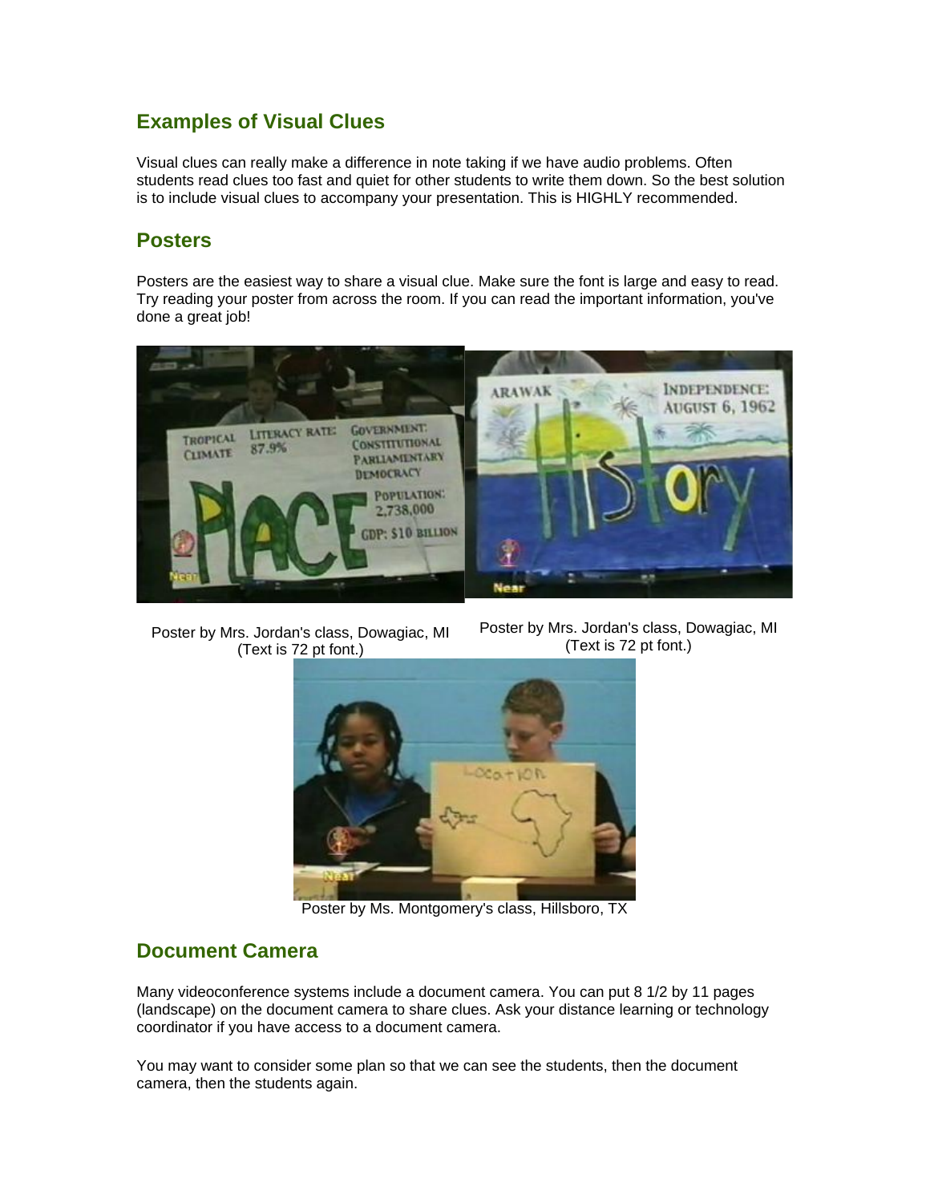## Examples of Visual Clues

Visual clues can really make a difference in note taking if we have audio problems. Often students read clues too fast and quiet for other students to write them down. So the best solution is to include visual clues to accompany your presentation. This is HIGHLY recommended.

## Posters

Posters are the easiest way to share a visual clue. Make sure the font is large and easy to read. Try reading your poster from across the room. If you can read the important information, you've done a great job!

Poster by Mrs. Jordan's class, Dowagiac, MI (Text is 72 pt font.)

Poster by Mrs. Jordan's class, Dowagiac, MI (Text is 72 pt font.)

Poster by Ms. Montgomery's class, Hillsboro, TX

## Document Camera

Many videoconference systems include a document camera. You can put 8 1/2 by 11 pages (landscape) on the document camera to share clues. Ask your distance learning or technology coordinator if you have access to a document camera.

You may want to consider some plan so that we can see the students, then the document camera, then the students again.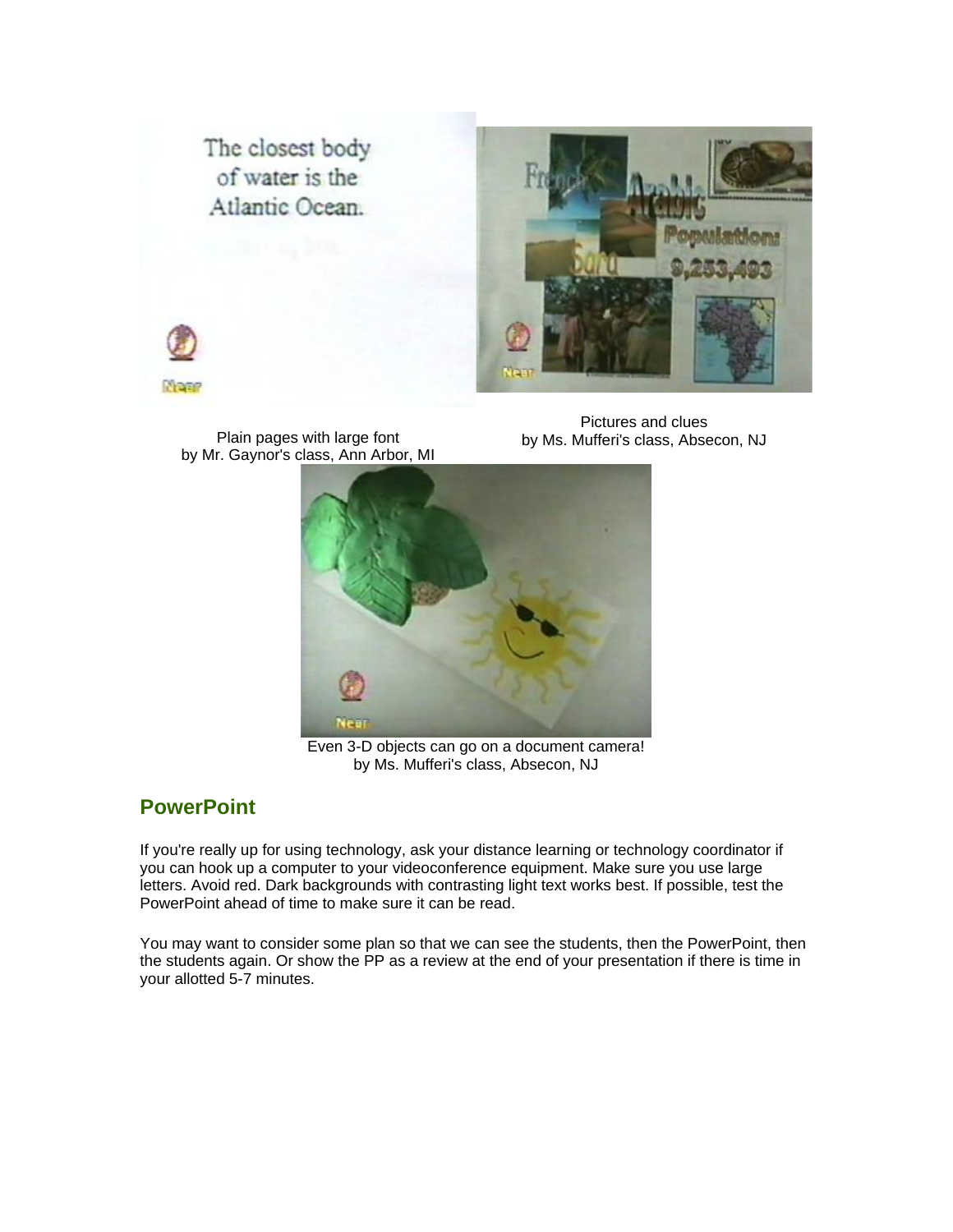Plain pages with large font
by Mr. Gaynor's class, Ann Arbor, MI

Pictures and clues
by Ms. Mufferi's class, Absecon, NJ

Even 3-D objects can go on a document camera!
by Ms. Mufferi's class, Absecon, NJ

## PowerPoint

If you're really up for using technology, ask your distance learning or technology coordinator if you can hook up a computer to your videoconference equipment. Make sure you use large letters. Avoid red. Dark backgrounds with contrasting light text works best. If possible, test the PowerPoint ahead of time to make sure it can be read.

You may want to consider some plan so that we can see the students, then the PowerPoint, then the students again. Or show the PP as a review at the end of your presentation if there is time in your allotted 5-7 minutes.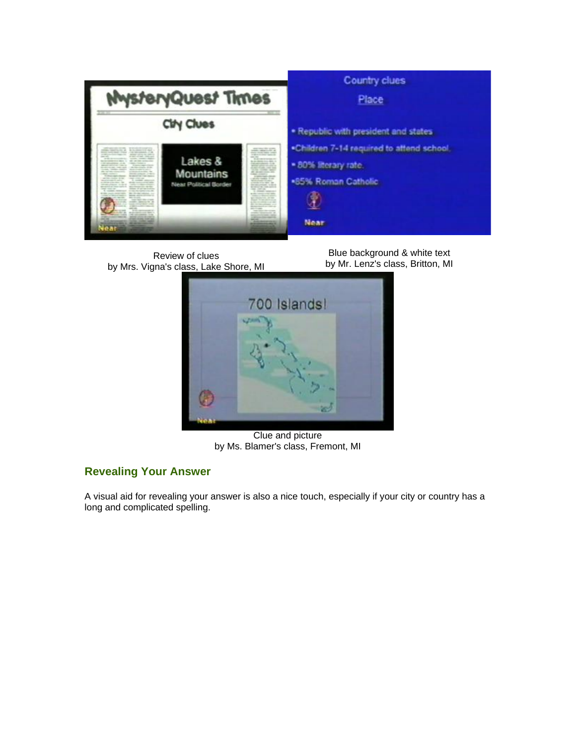Review of clues
by Mrs. Vigna's class, Lake Shore, MI

Blue background & white text
by Mr. Lenz's class, Britton, MI

Clue and picture
by Ms. Blamer's class, Fremont, MI

## Revealing Your Answer

A visual aid for revealing your answer is also a nice touch, especially if your city or country has a long and complicated spelling.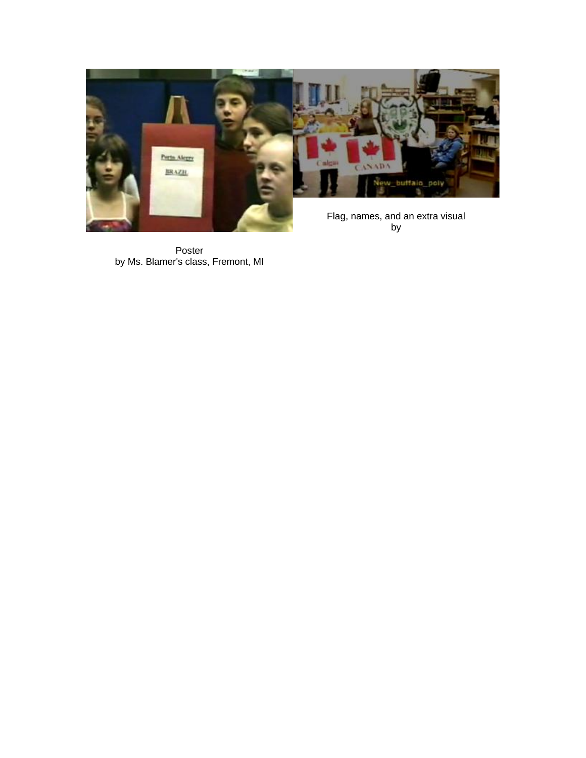Flag, names, and an extra visual
by

Poster
by Ms. Blamer's class, Fremont, MI